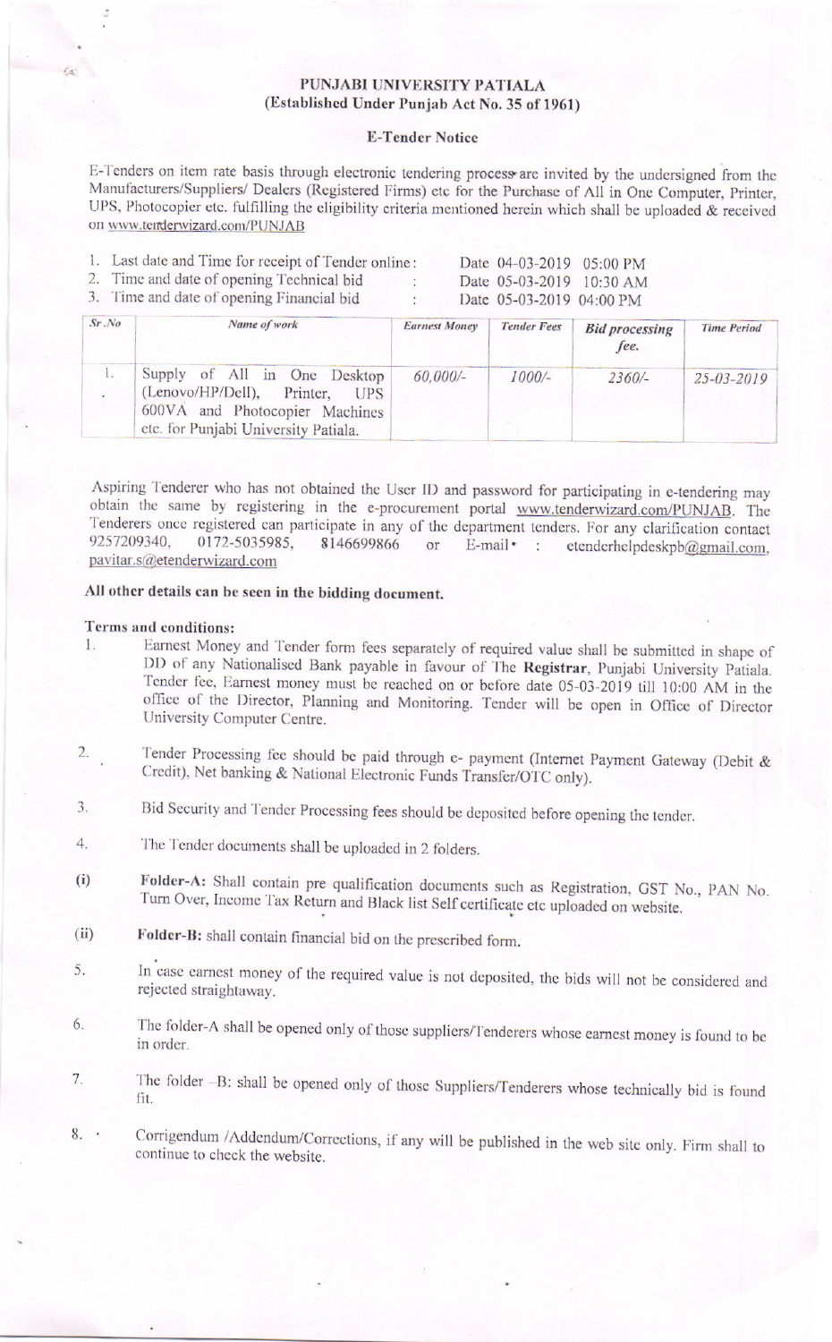# PUNJABI UNIVERSITY PATIALA
## (Established Under Punjab Act No. 35 of 1961)

### E-Tender Notice

E-Tenders on item rate basis through electronic tendering process are invited by the undersigned from the Manufacturers/Suppliers/ Dealers (Registered Firms) etc for the Purchase of All in One Computer, Printer, UPS, Photocopier etc. fulfilling the eligibility criteria mentioned herein which shall be uploaded & received on www.tenderwizard.com/PUNJAB

1. Last date and Time for receipt of Tender online : Date 04-03-2019 05:00 PM
2. Time and date of opening Technical bid : Date 05-03-2019 10:30 AM
3. Time and date of opening Financial bid : Date 05-03-2019 04:00 PM

| Sr.No | Name of work | Earnest Money | Tender Fees | Bid processing fee. | Time Period |
|---|---|---|---|---|---|
| 1. | Supply of All in One Desktop (Lenovo/HP/Dell), Printer, UPS 600VA and Photocopier Machines etc. for Punjabi University Patiala. | 60,000/- | 1000/- | 2360/- | 25-03-2019 |

Aspiring Tenderer who has not obtained the User ID and password for participating in e-tendering may obtain the same by registering in the e-procurement portal www.tenderwizard.com/PUNJAB. The Tenderers once registered can participate in any of the department tenders. For any clarification contact 9257209340, 0172-5035985, 8146699866 or E-mail : etenderhelpdeskpb@gmail.com, pavitar.s@etenderwizard.com

**All other details can be seen in the bidding document.**

**Terms and conditions:**

1. Earnest Money and Tender form fees separately of required value shall be submitted in shape of DD of any Nationalised Bank payable in favour of The **Registrar**, Punjabi University Patiala. Tender fee, Earnest money must be reached on or before date 05-03-2019 till 10:00 AM in the office of the Director, Planning and Monitoring. Tender will be open in Office of Director University Computer Centre.

2. Tender Processing fee should be paid through e- payment (Internet Payment Gateway (Debit & Credit), Net banking & National Electronic Funds Transfer/OTC only).

3. Bid Security and Tender Processing fees should be deposited before opening the tender.

4. The Tender documents shall be uploaded in 2 folders.

(i) **Folder-A:** Shall contain pre qualification documents such as Registration, GST No., PAN No. Turn Over, Income Tax Return and Black list Self certificate etc uploaded on website.

(ii) **Folder-B:** shall contain financial bid on the prescribed form.

5. In case earnest money of the required value is not deposited, the bids will not be considered and rejected straightaway.

6. The folder-A shall be opened only of those suppliers/Tenderers whose earnest money is found to be in order.

7. The folder -B: shall be opened only of those Suppliers/Tenderers whose technically bid is found fit.

8. Corrigendum /Addendum/Corrections, if any will be published in the web site only. Firm shall to continue to check the website.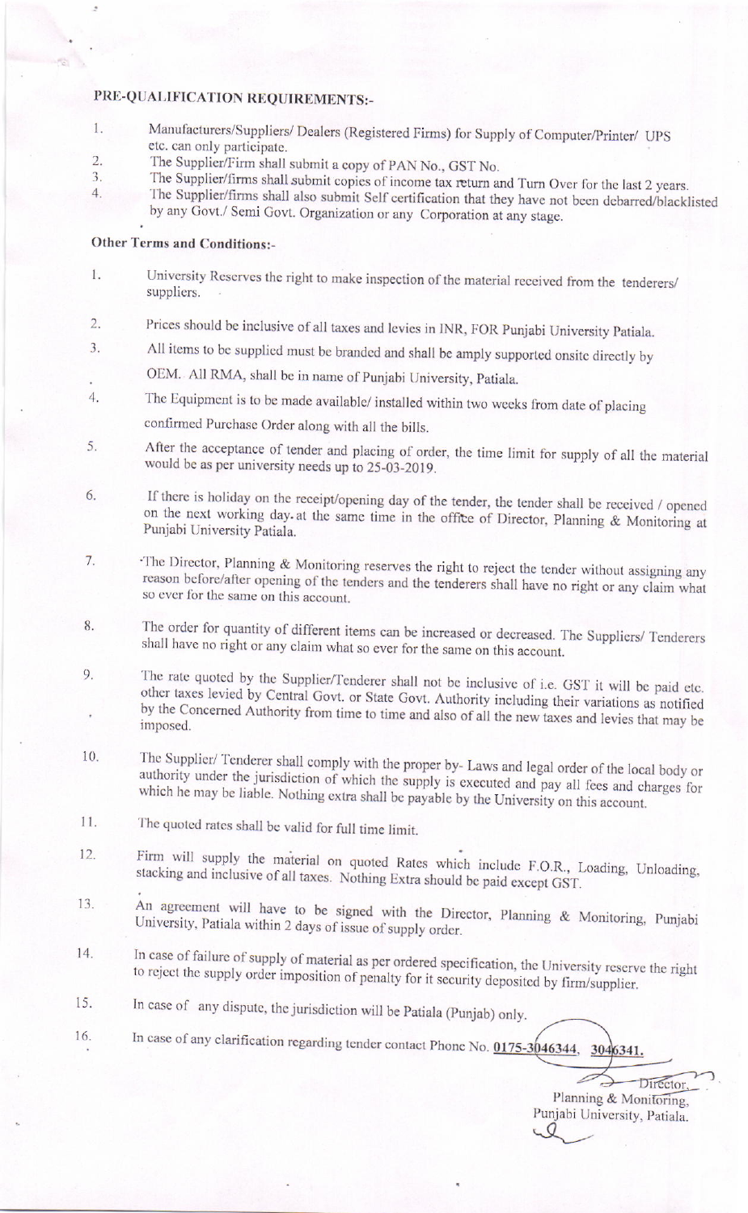## PRE-QUALIFICATION REQUIREMENTS:-

1. Manufacturers/Suppliers/ Dealers (Registered Firms) for Supply of Computer/Printer/ UPS etc. can only participate.
2. The Supplier/Firm shall submit a copy of PAN No., GST No.
3. The Supplier/firms shall submit copies of income tax return and Turn Over for the last 2 years.
4. The Supplier/firms shall also submit Self certification that they have not been debarred/blacklisted by any Govt./ Semi Govt. Organization or any Corporation at any stage.

## Other Terms and Conditions:-

1. University Reserves the right to make inspection of the material received from the tenderers/ suppliers.
2. Prices should be inclusive of all taxes and levies in INR, FOR Punjabi University Patiala.
3. All items to be supplied must be branded and shall be amply supported onsite directly by OEM. All RMA, shall be in name of Punjabi University, Patiala.
4. The Equipment is to be made available/ installed within two weeks from date of placing confirmed Purchase Order along with all the bills.
5. After the acceptance of tender and placing of order, the time limit for supply of all the material would be as per university needs up to 25-03-2019.
6. If there is holiday on the receipt/opening day of the tender, the tender shall be received / opened on the next working day. at the same time in the office of Director, Planning & Monitoring at Punjabi University Patiala.
7. The Director, Planning & Monitoring reserves the right to reject the tender without assigning any reason before/after opening of the tenders and the tenderers shall have no right or any claim what so ever for the same on this account.
8. The order for quantity of different items can be increased or decreased. The Suppliers/ Tenderers shall have no right or any claim what so ever for the same on this account.
9. The rate quoted by the Supplier/Tenderer shall not be inclusive of i.e. GST it will be paid etc. other taxes levied by Central Govt. or State Govt. Authority including their variations as notified by the Concerned Authority from time to time and also of all the new taxes and levies that may be imposed.
10. The Supplier/ Tenderer shall comply with the proper by- Laws and legal order of the local body or authority under the jurisdiction of which the supply is executed and pay all fees and charges for which he may be liable. Nothing extra shall be payable by the University on this account.
11. The quoted rates shall be valid for full time limit.
12. Firm will supply the material on quoted Rates which include F.O.R., Loading, Unloading, stacking and inclusive of all taxes. Nothing Extra should be paid except GST.
13. An agreement will have to be signed with the Director, Planning & Monitoring, Punjabi University, Patiala within 2 days of issue of supply order.
14. In case of failure of supply of material as per ordered specification, the University reserve the right to reject the supply order imposition of penalty for it security deposited by firm/supplier.
15. In case of any dispute, the jurisdiction will be Patiala (Punjab) only.
16. In case of any clarification regarding tender contact Phone No. **0175-3046344, 3046341.**

Director,
Planning & Monitoring,
Punjabi University, Patiala.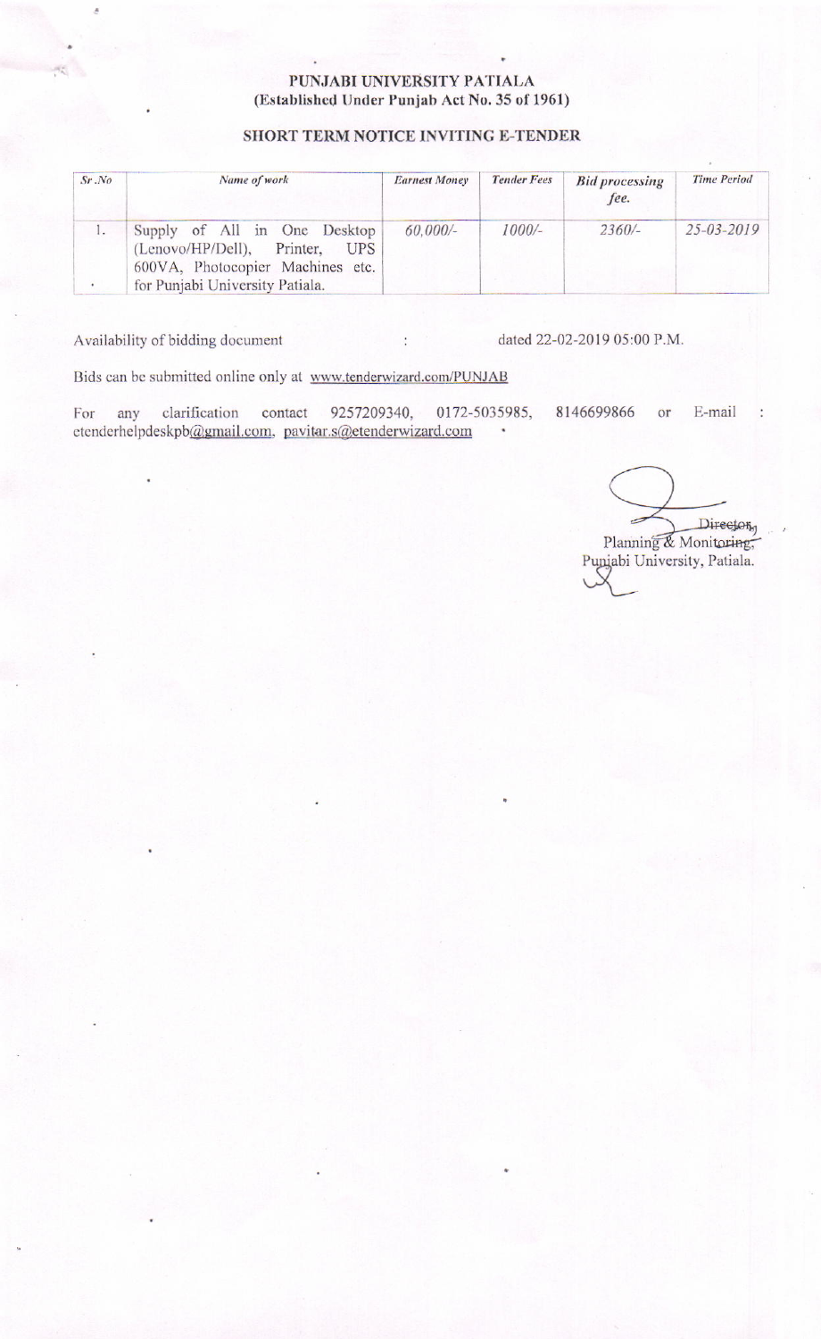# PUNJABI UNIVERSITY PATIALA
**(Established Under Punjab Act No. 35 of 1961)**

## SHORT TERM NOTICE INVITING E-TENDER

| *Sr.No* | *Name of work* | *Earnest Money* | *Tender Fees* | *Bid processing fee.* | *Time Period* |
|---|---|---|---|---|---|
| 1. | Supply of All in One Desktop (Lenovo/HP/Dell), Printer, UPS 600VA, Photocopier Machines etc. for Punjabi University Patiala. | *60,000/-* | *1000/-* | *2360/-* | *25-03-2019* |

Availability of bidding document : dated 22-02-2019 05:00 P.M.

Bids can be submitted online only at www.tenderwizard.com/PUNJAB

For any clarification contact 9257209340, 0172-5035985, 8146699866 or E-mail : etenderhelpdeskpb@gmail.com, pavitar.s@etenderwizard.com

Director,
Planning & Monitoring,
Punjabi University, Patiala.